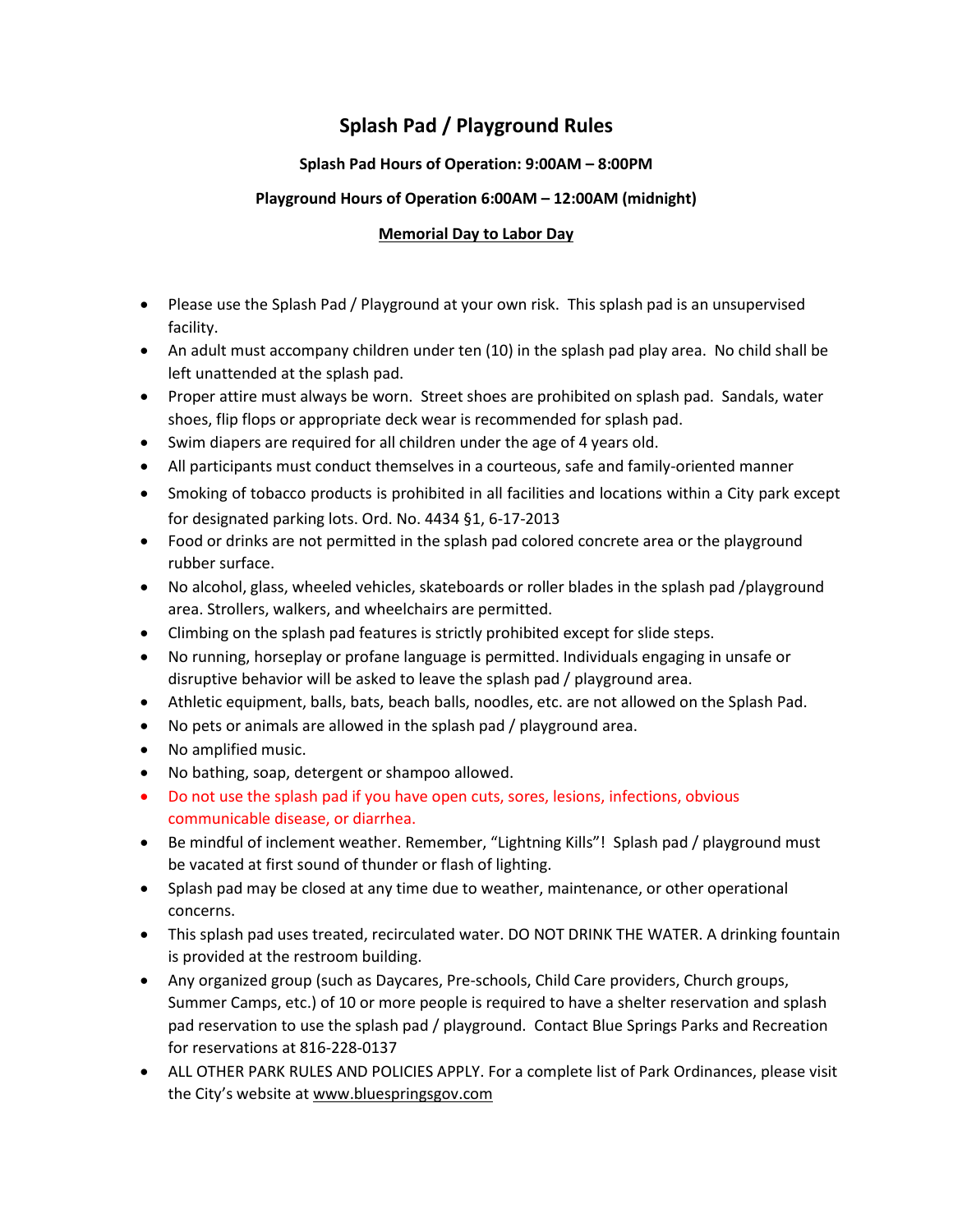# Splash Pad / Playground Rules

**Splash Pad Hours of Operation: 9:00AM – 8:00PM**

**Playground Hours of Operation 6:00AM – 12:00AM (midnight)**

**Memorial Day to Labor Day**

- Please use the Splash Pad / Playground at your own risk. This splash pad is an unsupervised facility.
- An adult must accompany children under ten (10) in the splash pad play area. No child shall be left unattended at the splash pad.
- Proper attire must always be worn. Street shoes are prohibited on splash pad. Sandals, water shoes, flip flops or appropriate deck wear is recommended for splash pad.
- Swim diapers are required for all children under the age of 4 years old.
- All participants must conduct themselves in a courteous, safe and family-oriented manner
- Smoking of tobacco products is prohibited in all facilities and locations within a City park except for designated parking lots. Ord. No. 4434 §1, 6-17-2013
- Food or drinks are not permitted in the splash pad colored concrete area or the playground rubber surface.
- No alcohol, glass, wheeled vehicles, skateboards or roller blades in the splash pad /playground area. Strollers, walkers, and wheelchairs are permitted.
- Climbing on the splash pad features is strictly prohibited except for slide steps.
- No running, horseplay or profane language is permitted. Individuals engaging in unsafe or disruptive behavior will be asked to leave the splash pad / playground area.
- Athletic equipment, balls, bats, beach balls, noodles, etc. are not allowed on the Splash Pad.
- No pets or animals are allowed in the splash pad / playground area.
- No amplified music.
- No bathing, soap, detergent or shampoo allowed.
- Do not use the splash pad if you have open cuts, sores, lesions, infections, obvious communicable disease, or diarrhea.
- Be mindful of inclement weather. Remember, "Lightning Kills"! Splash pad / playground must be vacated at first sound of thunder or flash of lighting.
- Splash pad may be closed at any time due to weather, maintenance, or other operational concerns.
- This splash pad uses treated, recirculated water. DO NOT DRINK THE WATER. A drinking fountain is provided at the restroom building.
- Any organized group (such as Daycares, Pre-schools, Child Care providers, Church groups, Summer Camps, etc.) of 10 or more people is required to have a shelter reservation and splash pad reservation to use the splash pad / playground. Contact Blue Springs Parks and Recreation for reservations at 816-228-0137
- ALL OTHER PARK RULES AND POLICIES APPLY. For a complete list of Park Ordinances, please visit the City's website at www.bluespringsgov.com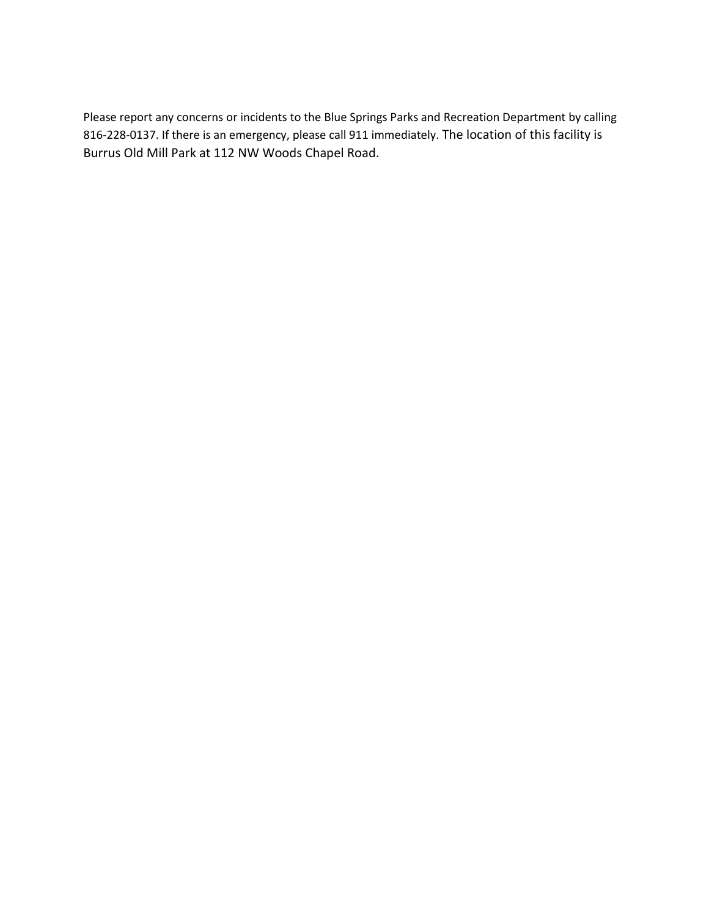Please report any concerns or incidents to the Blue Springs Parks and Recreation Department by calling 816-228-0137. If there is an emergency, please call 911 immediately. The location of this facility is Burrus Old Mill Park at 112 NW Woods Chapel Road.